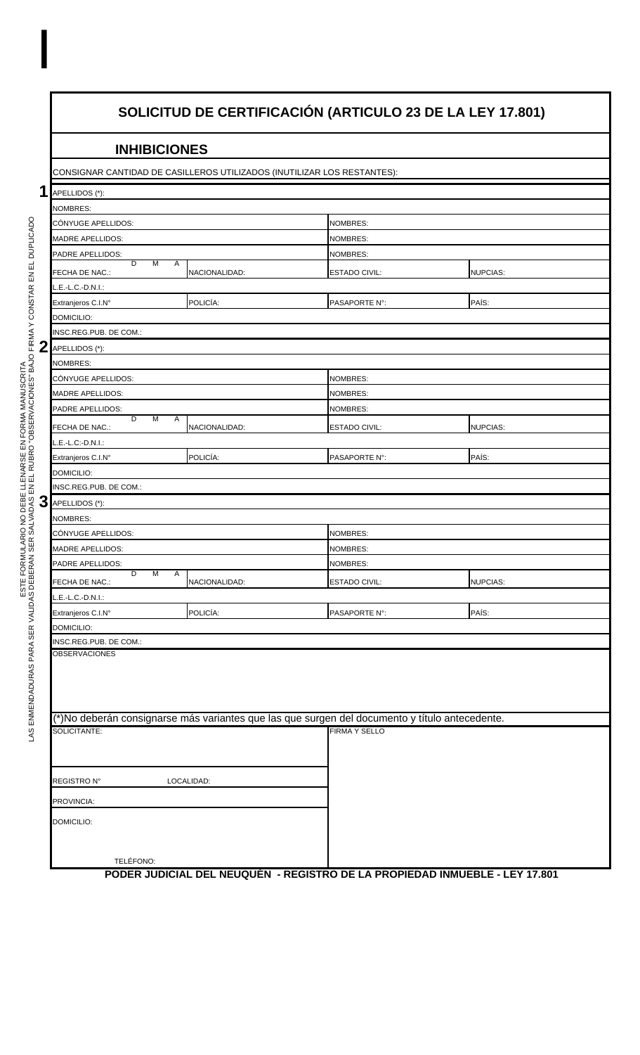ESTE FORMULARIO NO DEBE LLENARSE EN FORMA MANUSCRITA
LAS ENMENDADURAS PARA SER VALIDAS DEBERÁN SER SALVADAS EN EL RUBRO "OBSERVACIONES" BAJO FIRMA Y CONSTAR EN EL DUPLICADO

# SOLICITUD DE CERTIFICACIÓN (ARTICULO 23 DE LA LEY 17.801)

## INHIBICIONES

CONSIGNAR CANTIDAD DE CASILLEROS UTILIZADOS (INUTILIZAR LOS RESTANTES):

**1**

| | | | |
|---|---|---|---|
| APELLIDOS (*): | | | |
| NOMBRES: | | | |
| CÓNYUGE APELLIDOS: | | NOMBRES: | |
| MADRE APELLIDOS: | | NOMBRES: | |
| PADRE APELLIDOS: | | NOMBRES: | |
| FECHA DE NAC.: D M A | NACIONALIDAD: | ESTADO CIVIL: | NUPCIAS: |
| L.E.-L.C.-D.N.I.: | | | |
| Extranjeros C.I.N° | POLICÍA: | PASAPORTE N°: | PAÍS: |
| DOMICILIO: | | | |
| INSC.REG.PUB. DE COM.: | | | |

**2**

| | | | |
|---|---|---|---|
| APELLIDOS (*): | | | |
| NOMBRES: | | | |
| CÓNYUGE APELLIDOS: | | NOMBRES: | |
| MADRE APELLIDOS: | | NOMBRES: | |
| PADRE APELLIDOS: | | NOMBRES: | |
| FECHA DE NAC.: D M A | NACIONALIDAD: | ESTADO CIVIL: | NUPCIAS: |
| L.E.-L.C:-D.N.I.: | | | |
| Extranjeros C.I.N° | POLICÍA: | PASAPORTE N°: | PAÍS: |
| DOMICILIO: | | | |
| INSC.REG.PUB. DE COM.: | | | |

**3**

| | | | |
|---|---|---|---|
| APELLIDOS (*): | | | |
| NOMBRES: | | | |
| CÓNYUGE APELLIDOS: | | NOMBRES: | |
| MADRE APELLIDOS: | | NOMBRES: | |
| PADRE APELLIDOS: | | NOMBRES: | |
| FECHA DE NAC.: D M A | NACIONALIDAD: | ESTADO CIVIL: | NUPCIAS: |
| L.E.-L.C.-D.N.I.: | | | |
| Extranjeros C.I.N° | POLICÍA: | PASAPORTE N°: | PAÍS: |
| DOMICILIO: | | | |
| INSC.REG.PUB. DE COM.: | | | |

OBSERVACIONES

(*)No deberán consignarse más variantes que las que surgen del documento y título antecedente.

| | |
|---|---|
| SOLICITANTE: | FIRMA Y SELLO |
| REGISTRO N° LOCALIDAD: | |
| PROVINCIA: | |
| DOMICILIO: | |
| TELÉFONO: | |

**PODER JUDICIAL DEL NEUQUÉN - REGISTRO DE LA PROPIEDAD INMUEBLE - LEY 17.801**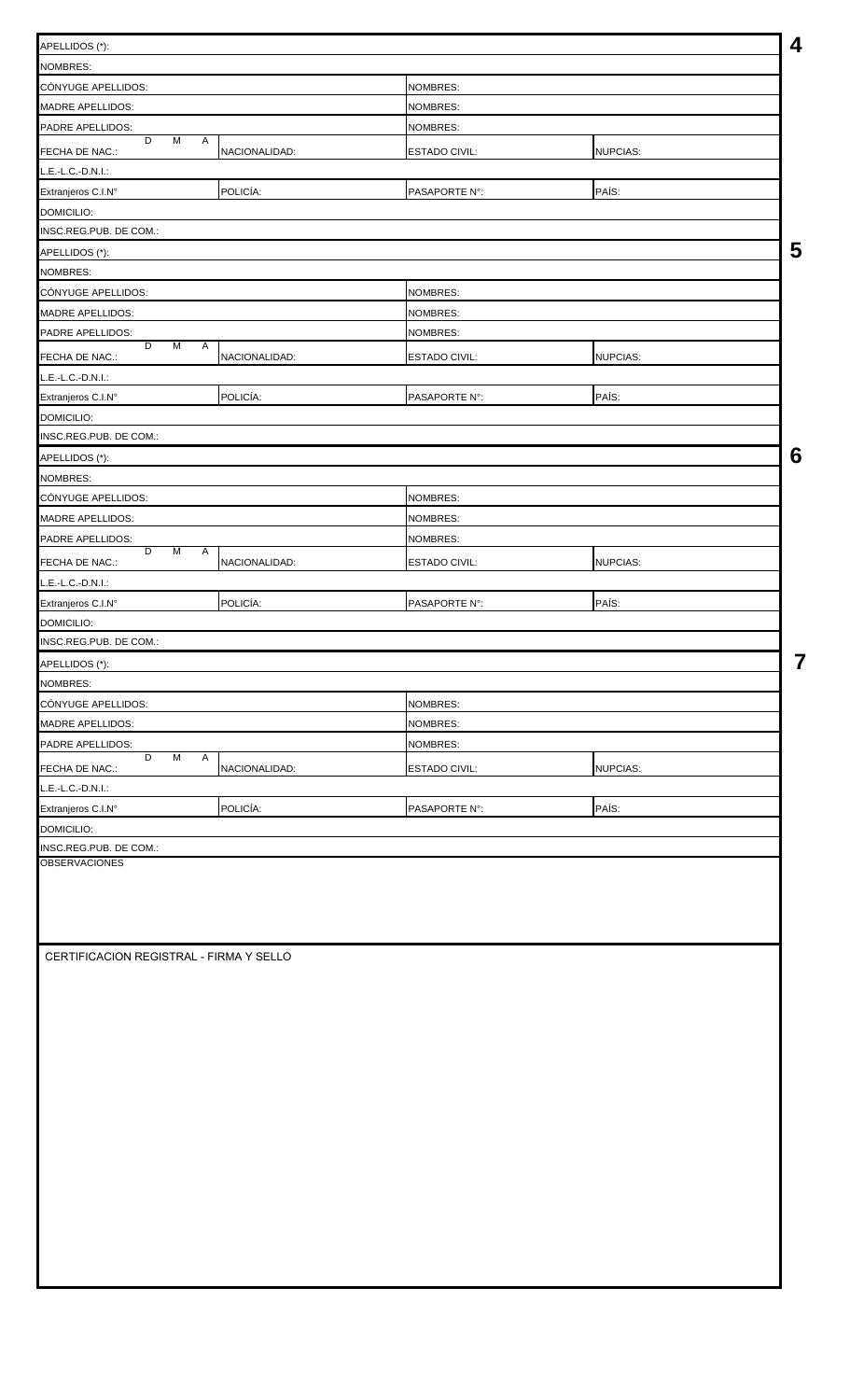## 4

| | | | |
|---|---|---|---|
| APELLIDOS (*): | | | |
| NOMBRES: | | | |
| CÓNYUGE APELLIDOS: | | NOMBRES: | |
| MADRE APELLIDOS: | | NOMBRES: | |
| PADRE APELLIDOS: | | NOMBRES: | |
| FECHA DE NAC.: D M A | NACIONALIDAD: | ESTADO CIVIL: | NUPCIAS: |
| L.E.-L.C.-D.N.I.: | | | |
| Extranjeros C.I.N° | POLICÍA: | PASAPORTE N°: | PAÍS: |
| DOMICILIO: | | | |
| INSC.REG.PUB. DE COM.: | | | |

## 5

| | | | |
|---|---|---|---|
| APELLIDOS (*): | | | |
| NOMBRES: | | | |
| CÓNYUGE APELLIDOS: | | NOMBRES: | |
| MADRE APELLIDOS: | | NOMBRES: | |
| PADRE APELLIDOS: | | NOMBRES: | |
| FECHA DE NAC.: D M A | NACIONALIDAD: | ESTADO CIVIL: | NUPCIAS: |
| L.E.-L.C.-D.N.I.: | | | |
| Extranjeros C.I.N° | POLICÍA: | PASAPORTE N°: | PAÍS: |
| DOMICILIO: | | | |
| INSC.REG.PUB. DE COM.: | | | |

## 6

| | | | |
|---|---|---|---|
| APELLIDOS (*): | | | |
| NOMBRES: | | | |
| CÓNYUGE APELLIDOS: | | NOMBRES: | |
| MADRE APELLIDOS: | | NOMBRES: | |
| PADRE APELLIDOS: | | NOMBRES: | |
| FECHA DE NAC.: D M A | NACIONALIDAD: | ESTADO CIVIL: | NUPCIAS: |
| L.E.-L.C.-D.N.I.: | | | |
| Extranjeros C.I.N° | POLICÍA: | PASAPORTE N°: | PAÍS: |
| DOMICILIO: | | | |
| INSC.REG.PUB. DE COM.: | | | |

## 7

| | | | |
|---|---|---|---|
| APELLIDOS (*): | | | |
| NOMBRES: | | | |
| CÓNYUGE APELLIDOS: | | NOMBRES: | |
| MADRE APELLIDOS: | | NOMBRES: | |
| PADRE APELLIDOS: | | NOMBRES: | |
| FECHA DE NAC.: D M A | NACIONALIDAD: | ESTADO CIVIL: | NUPCIAS: |
| L.E.-L.C.-D.N.I.: | | | |
| Extranjeros C.I.N° | POLICÍA: | PASAPORTE N°: | PAÍS: |
| DOMICILIO: | | | |
| INSC.REG.PUB. DE COM.: | | | |

OBSERVACIONES

CERTIFICACION REGISTRAL - FIRMA Y SELLO